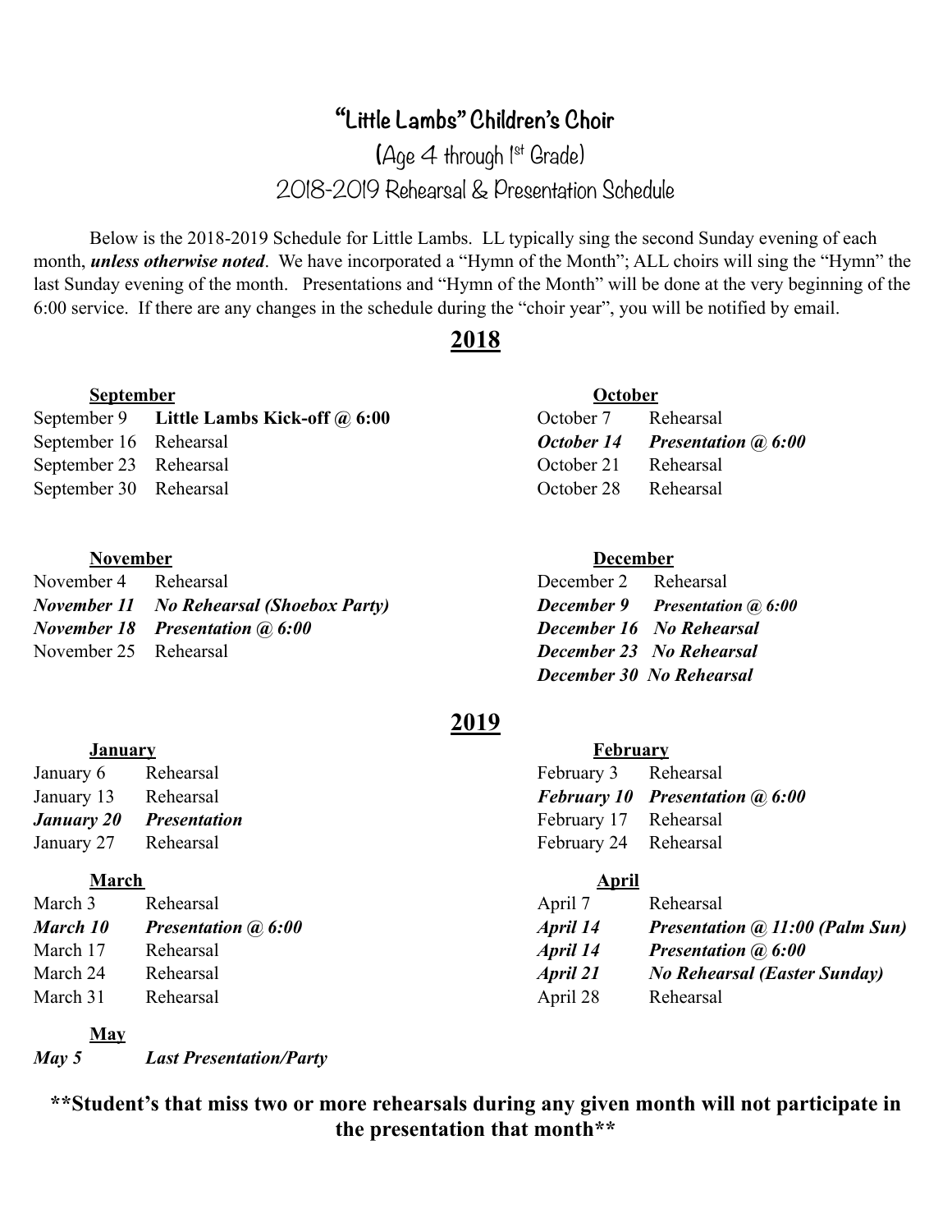# "Little Lambs" Children's Choir

## (Age 4 through 1st Grade)

## 2018-2019 Rehearsal & Presentation Schedule

Below is the 2018-2019 Schedule for Little Lambs. LL typically sing the second Sunday evening of each month, ***unless otherwise noted***. We have incorporated a "Hymn of the Month"; ALL choirs will sing the "Hymn" the last Sunday evening of the month. Presentations and "Hymn of the Month" will be done at the very beginning of the 6:00 service. If there are any changes in the schedule during the "choir year", you will be notified by email.

## 2018

### September

| | |
|---|---|
| September 9 | **Little Lambs Kick-off @ 6:00** |
| September 16 | Rehearsal |
| September 23 | Rehearsal |
| September 30 | Rehearsal |

### October

| | |
|---|---|
| October 7 | Rehearsal |
| ***October 14*** | ***Presentation @ 6:00*** |
| October 21 | Rehearsal |
| October 28 | Rehearsal |

### November

| | |
|---|---|
| November 4 | Rehearsal |
| ***November 11*** | ***No Rehearsal (Shoebox Party)*** |
| ***November 18*** | ***Presentation @ 6:00*** |
| November 25 | Rehearsal |

### December

| | |
|---|---|
| December 2 | Rehearsal |
| ***December 9*** | ***Presentation @ 6:00*** |
| ***December 16*** | ***No Rehearsal*** |
| ***December 23*** | ***No Rehearsal*** |
| ***December 30*** | ***No Rehearsal*** |

## 2019

### January

| | |
|---|---|
| January 6 | Rehearsal |
| January 13 | Rehearsal |
| ***January 20*** | ***Presentation*** |
| January 27 | Rehearsal |

### February

| | |
|---|---|
| February 3 | Rehearsal |
| ***February 10*** | ***Presentation @ 6:00*** |
| February 17 | Rehearsal |
| February 24 | Rehearsal |

### March

| | |
|---|---|
| March 3 | Rehearsal |
| ***March 10*** | ***Presentation @ 6:00*** |
| March 17 | Rehearsal |
| March 24 | Rehearsal |
| March 31 | Rehearsal |

### April

| | |
|---|---|
| April 7 | Rehearsal |
| ***April 14*** | ***Presentation @ 11:00 (Palm Sun)*** |
| ***April 14*** | ***Presentation @ 6:00*** |
| ***April 21*** | ***No Rehearsal (Easter Sunday)*** |
| April 28 | Rehearsal |

### May

| | |
|---|---|
| ***May 5*** | ***Last Presentation/Party*** |

**\*\*Student's that miss two or more rehearsals during any given month will not participate in the presentation that month\*\***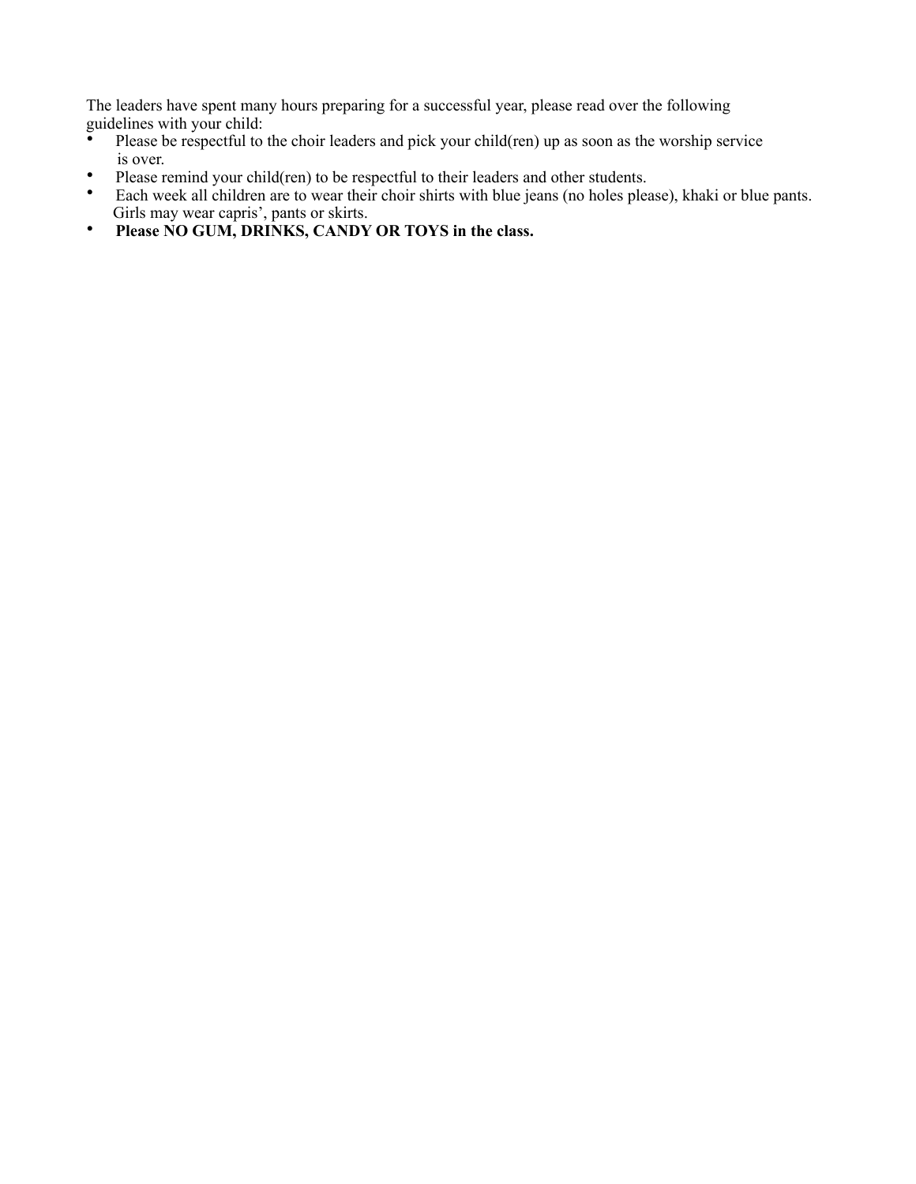The leaders have spent many hours preparing for a successful year, please read over the following guidelines with your child:

- Please be respectful to the choir leaders and pick your child(ren) up as soon as the worship service is over.
- Please remind your child(ren) to be respectful to their leaders and other students.
- Each week all children are to wear their choir shirts with blue jeans (no holes please), khaki or blue pants. Girls may wear capris', pants or skirts.
- **Please NO GUM, DRINKS, CANDY OR TOYS in the class.**